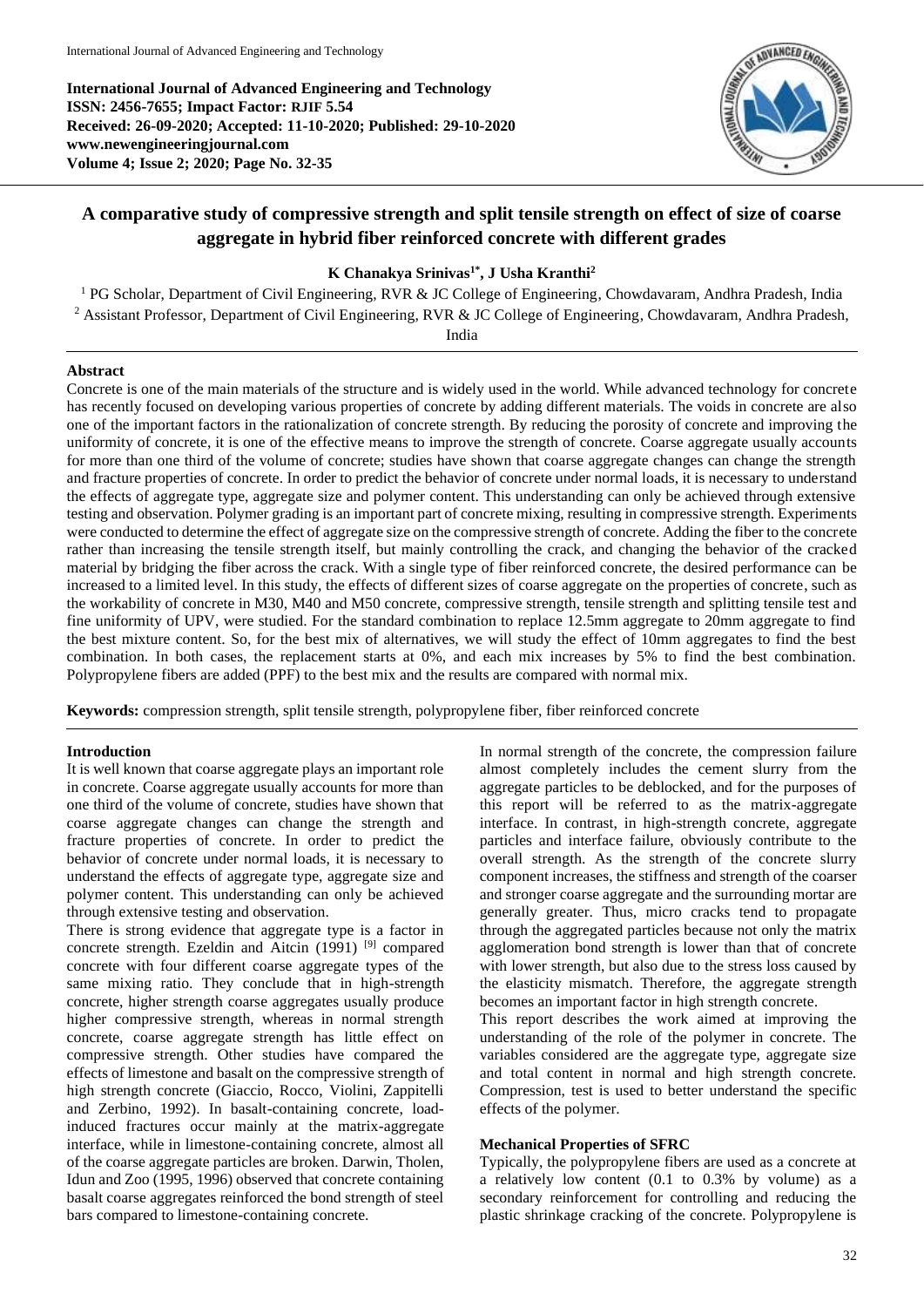**International Journal of Advanced Engineering and Technology**
**ISSN: 2456-7655; Impact Factor: RJIF 5.54**
**Received: 26-09-2020; Accepted: 11-10-2020; Published: 29-10-2020**
**www.newengineeringjournal.com**
**Volume 4; Issue 2; 2020; Page No. 32-35**

# A comparative study of compressive strength and split tensile strength on effect of size of coarse aggregate in hybrid fiber reinforced concrete with different grades

**K Chanakya Srinivas[1*], J Usha Kranthi[2]**

[1] PG Scholar, Department of Civil Engineering, RVR & JC College of Engineering, Chowdavaram, Andhra Pradesh, India
[2] Assistant Professor, Department of Civil Engineering, RVR & JC College of Engineering, Chowdavaram, Andhra Pradesh, India

## Abstract

Concrete is one of the main materials of the structure and is widely used in the world. While advanced technology for concrete has recently focused on developing various properties of concrete by adding different materials. The voids in concrete are also one of the important factors in the rationalization of concrete strength. By reducing the porosity of concrete and improving the uniformity of concrete, it is one of the effective means to improve the strength of concrete. Coarse aggregate usually accounts for more than one third of the volume of concrete; studies have shown that coarse aggregate changes can change the strength and fracture properties of concrete. In order to predict the behavior of concrete under normal loads, it is necessary to understand the effects of aggregate type, aggregate size and polymer content. This understanding can only be achieved through extensive testing and observation. Polymer grading is an important part of concrete mixing, resulting in compressive strength. Experiments were conducted to determine the effect of aggregate size on the compressive strength of concrete. Adding the fiber to the concrete rather than increasing the tensile strength itself, but mainly controlling the crack, and changing the behavior of the cracked material by bridging the fiber across the crack. With a single type of fiber reinforced concrete, the desired performance can be increased to a limited level. In this study, the effects of different sizes of coarse aggregate on the properties of concrete, such as the workability of concrete in M30, M40 and M50 concrete, compressive strength, tensile strength and splitting tensile test and fine uniformity of UPV, were studied. For the standard combination to replace 12.5mm aggregate to 20mm aggregate to find the best mixture content. So, for the best mix of alternatives, we will study the effect of 10mm aggregates to find the best combination. In both cases, the replacement starts at 0%, and each mix increases by 5% to find the best combination. Polypropylene fibers are added (PPF) to the best mix and the results are compared with normal mix.

**Keywords:** compression strength, split tensile strength, polypropylene fiber, fiber reinforced concrete

## Introduction

It is well known that coarse aggregate plays an important role in concrete. Coarse aggregate usually accounts for more than one third of the volume of concrete, studies have shown that coarse aggregate changes can change the strength and fracture properties of concrete. In order to predict the behavior of concrete under normal loads, it is necessary to understand the effects of aggregate type, aggregate size and polymer content. This understanding can only be achieved through extensive testing and observation.

There is strong evidence that aggregate type is a factor in concrete strength. Ezeldin and Aitcin (1991) [9] compared concrete with four different coarse aggregate types of the same mixing ratio. They conclude that in high-strength concrete, higher strength coarse aggregates usually produce higher compressive strength, whereas in normal strength concrete, coarse aggregate strength has little effect on compressive strength. Other studies have compared the effects of limestone and basalt on the compressive strength of high strength concrete (Giaccio, Rocco, Violini, Zappitelli and Zerbino, 1992). In basalt-containing concrete, load-induced fractures occur mainly at the matrix-aggregate interface, while in limestone-containing concrete, almost all of the coarse aggregate particles are broken. Darwin, Tholen, Idun and Zoo (1995, 1996) observed that concrete containing basalt coarse aggregates reinforced the bond strength of steel bars compared to limestone-containing concrete.

In normal strength of the concrete, the compression failure almost completely includes the cement slurry from the aggregate particles to be deblocked, and for the purposes of this report will be referred to as the matrix-aggregate interface. In contrast, in high-strength concrete, aggregate particles and interface failure, obviously contribute to the overall strength. As the strength of the concrete slurry component increases, the stiffness and strength of the coarser and stronger coarse aggregate and the surrounding mortar are generally greater. Thus, micro cracks tend to propagate through the aggregated particles because not only the matrix agglomeration bond strength is lower than that of concrete with lower strength, but also due to the stress loss caused by the elasticity mismatch. Therefore, the aggregate strength becomes an important factor in high strength concrete.

This report describes the work aimed at improving the understanding of the role of the polymer in concrete. The variables considered are the aggregate type, aggregate size and total content in normal and high strength concrete. Compression, test is used to better understand the specific effects of the polymer.

### Mechanical Properties of SFRC

Typically, the polypropylene fibers are used as a concrete at a relatively low content (0.1 to 0.3% by volume) as a secondary reinforcement for controlling and reducing the plastic shrinkage cracking of the concrete. Polypropylene is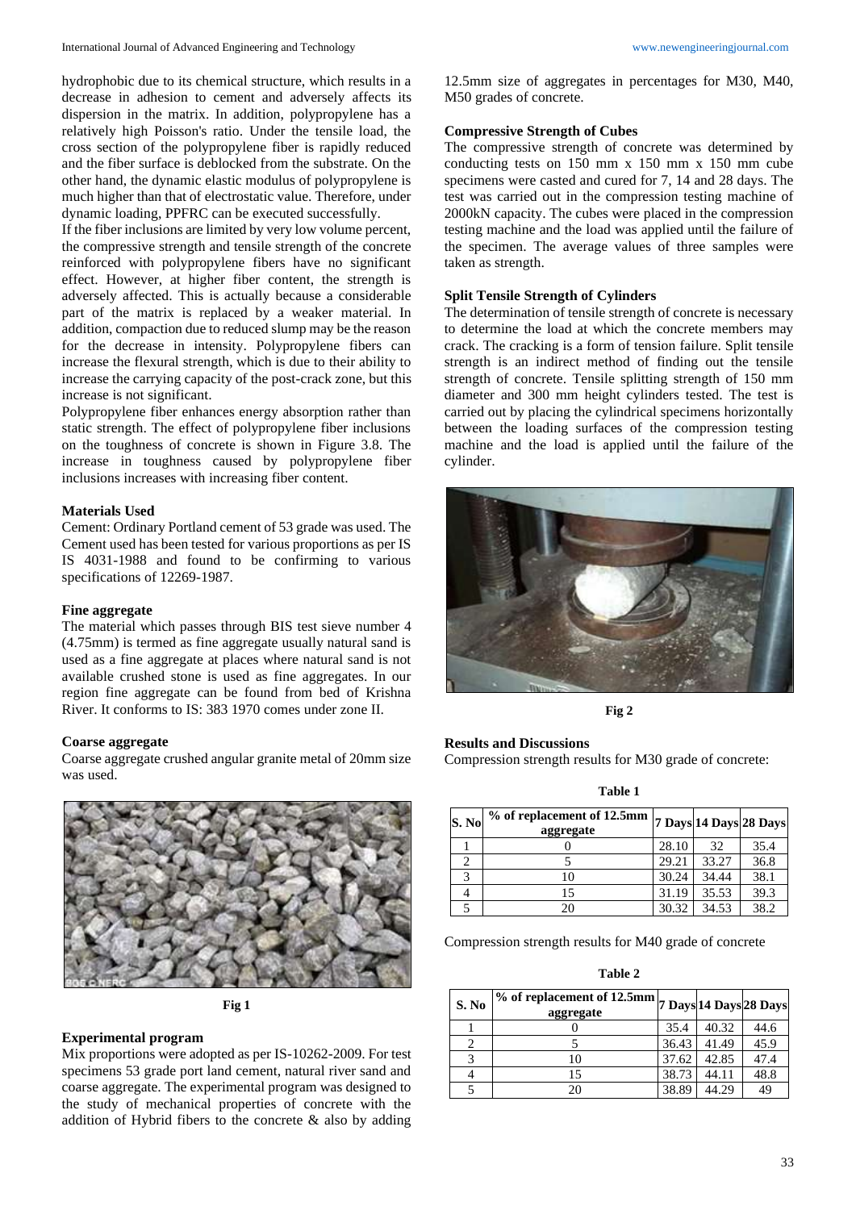hydrophobic due to its chemical structure, which results in a decrease in adhesion to cement and adversely affects its dispersion in the matrix. In addition, polypropylene has a relatively high Poisson's ratio. Under the tensile load, the cross section of the polypropylene fiber is rapidly reduced and the fiber surface is deblocked from the substrate. On the other hand, the dynamic elastic modulus of polypropylene is much higher than that of electrostatic value. Therefore, under dynamic loading, PPFRC can be executed successfully.

If the fiber inclusions are limited by very low volume percent, the compressive strength and tensile strength of the concrete reinforced with polypropylene fibers have no significant effect. However, at higher fiber content, the strength is adversely affected. This is actually because a considerable part of the matrix is replaced by a weaker material. In addition, compaction due to reduced slump may be the reason for the decrease in intensity. Polypropylene fibers can increase the flexural strength, which is due to their ability to increase the carrying capacity of the post-crack zone, but this increase is not significant.

Polypropylene fiber enhances energy absorption rather than static strength. The effect of polypropylene fiber inclusions on the toughness of concrete is shown in Figure 3.8. The increase in toughness caused by polypropylene fiber inclusions increases with increasing fiber content.

### Materials Used

Cement: Ordinary Portland cement of 53 grade was used. The Cement used has been tested for various proportions as per IS IS 4031-1988 and found to be confirming to various specifications of 12269-1987.

### Fine aggregate

The material which passes through BIS test sieve number 4 (4.75mm) is termed as fine aggregate usually natural sand is used as a fine aggregate at places where natural sand is not available crushed stone is used as fine aggregates. In our region fine aggregate can be found from bed of Krishna River. It conforms to IS: 383 1970 comes under zone II.

### Coarse aggregate

Coarse aggregate crushed angular granite metal of 20mm size was used.

Fig 1

### Experimental program

Mix proportions were adopted as per IS-10262-2009. For test specimens 53 grade port land cement, natural river sand and coarse aggregate. The experimental program was designed to the study of mechanical properties of concrete with the addition of Hybrid fibers to the concrete & also by adding 12.5mm size of aggregates in percentages for M30, M40, M50 grades of concrete.

### Compressive Strength of Cubes

The compressive strength of concrete was determined by conducting tests on 150 mm x 150 mm x 150 mm cube specimens were casted and cured for 7, 14 and 28 days. The test was carried out in the compression testing machine of 2000kN capacity. The cubes were placed in the compression testing machine and the load was applied until the failure of the specimen. The average values of three samples were taken as strength.

### Split Tensile Strength of Cylinders

The determination of tensile strength of concrete is necessary to determine the load at which the concrete members may crack. The cracking is a form of tension failure. Split tensile strength is an indirect method of finding out the tensile strength of concrete. Tensile splitting strength of 150 mm diameter and 300 mm height cylinders tested. The test is carried out by placing the cylindrical specimens horizontally between the loading surfaces of the compression testing machine and the load is applied until the failure of the cylinder.

Fig 2

### Results and Discussions

Compression strength results for M30 grade of concrete:

**Table 1**

| S. No | % of replacement of 12.5mm aggregate | 7 Days | 14 Days | 28 Days |
|---|---|---|---|---|
| 1 | 0 | 28.10 | 32 | 35.4 |
| 2 | 5 | 29.21 | 33.27 | 36.8 |
| 3 | 10 | 30.24 | 34.44 | 38.1 |
| 4 | 15 | 31.19 | 35.53 | 39.3 |
| 5 | 20 | 30.32 | 34.53 | 38.2 |

Compression strength results for M40 grade of concrete

**Table 2**

| S. No | % of replacement of 12.5mm aggregate | 7 Days | 14 Days | 28 Days |
|---|---|---|---|---|
| 1 | 0 | 35.4 | 40.32 | 44.6 |
| 2 | 5 | 36.43 | 41.49 | 45.9 |
| 3 | 10 | 37.62 | 42.85 | 47.4 |
| 4 | 15 | 38.73 | 44.11 | 48.8 |
| 5 | 20 | 38.89 | 44.29 | 49 |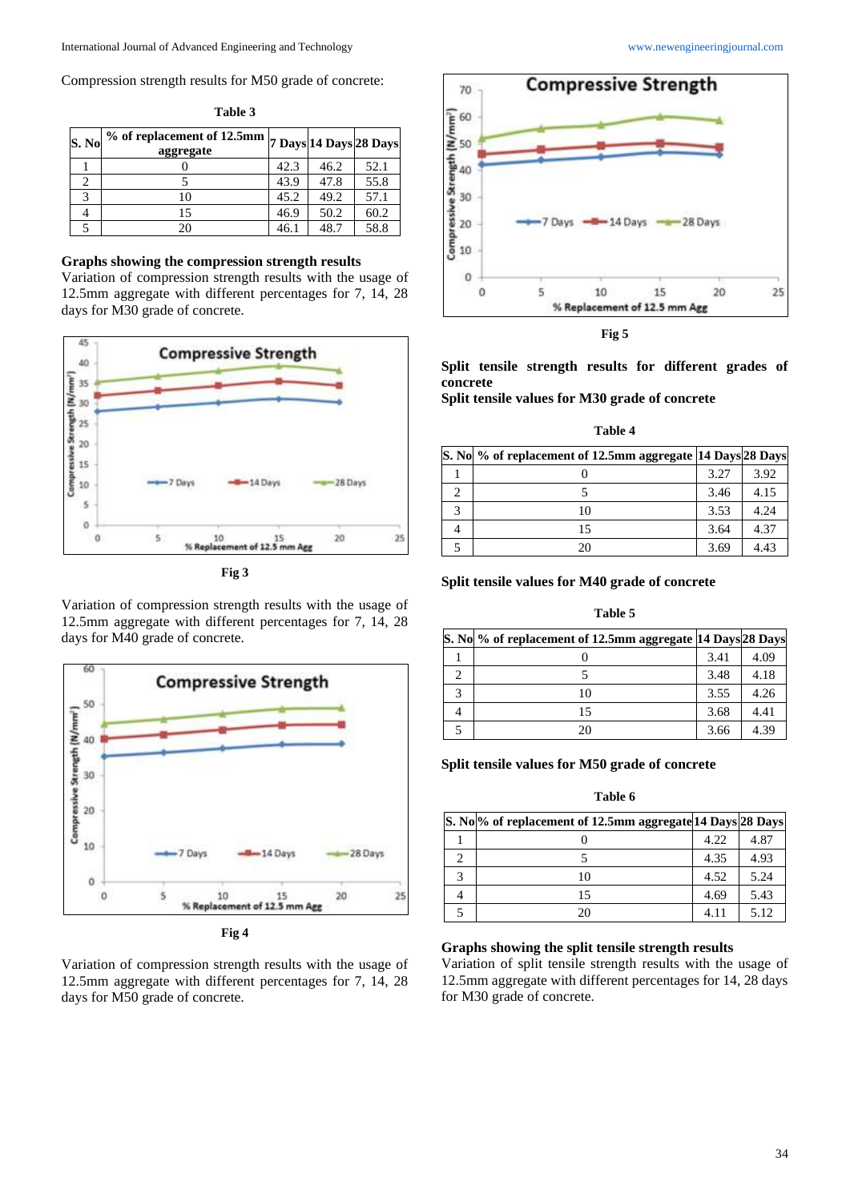Compression strength results for M50 grade of concrete:

**Table 3**

| S. No | % of replacement of 12.5mm aggregate | 7 Days | 14 Days | 28 Days |
|---|---|---|---|---|
| 1 | 0 | 42.3 | 46.2 | 52.1 |
| 2 | 5 | 43.9 | 47.8 | 55.8 |
| 3 | 10 | 45.2 | 49.2 | 57.1 |
| 4 | 15 | 46.9 | 50.2 | 60.2 |
| 5 | 20 | 46.1 | 48.7 | 58.8 |

**Graphs showing the compression strength results**

Variation of compression strength results with the usage of 12.5mm aggregate with different percentages for 7, 14, 28 days for M30 grade of concrete.

**Fig 3**

Variation of compression strength results with the usage of 12.5mm aggregate with different percentages for 7, 14, 28 days for M40 grade of concrete.

**Fig 4**

Variation of compression strength results with the usage of 12.5mm aggregate with different percentages for 7, 14, 28 days for M50 grade of concrete.

**Fig 5**

**Split tensile strength results for different grades of concrete**

**Split tensile values for M30 grade of concrete**

**Table 4**

| S. No | % of replacement of 12.5mm aggregate | 14 Days | 28 Days |
|---|---|---|---|
| 1 | 0 | 3.27 | 3.92 |
| 2 | 5 | 3.46 | 4.15 |
| 3 | 10 | 3.53 | 4.24 |
| 4 | 15 | 3.64 | 4.37 |
| 5 | 20 | 3.69 | 4.43 |

**Split tensile values for M40 grade of concrete**

**Table 5**

| S. No | % of replacement of 12.5mm aggregate | 14 Days | 28 Days |
|---|---|---|---|
| 1 | 0 | 3.41 | 4.09 |
| 2 | 5 | 3.48 | 4.18 |
| 3 | 10 | 3.55 | 4.26 |
| 4 | 15 | 3.68 | 4.41 |
| 5 | 20 | 3.66 | 4.39 |

**Split tensile values for M50 grade of concrete**

**Table 6**

| S. No | % of replacement of 12.5mm aggregate | 14 Days | 28 Days |
|---|---|---|---|
| 1 | 0 | 4.22 | 4.87 |
| 2 | 5 | 4.35 | 4.93 |
| 3 | 10 | 4.52 | 5.24 |
| 4 | 15 | 4.69 | 5.43 |
| 5 | 20 | 4.11 | 5.12 |

**Graphs showing the split tensile strength results**

Variation of split tensile strength results with the usage of 12.5mm aggregate with different percentages for 14, 28 days for M30 grade of concrete.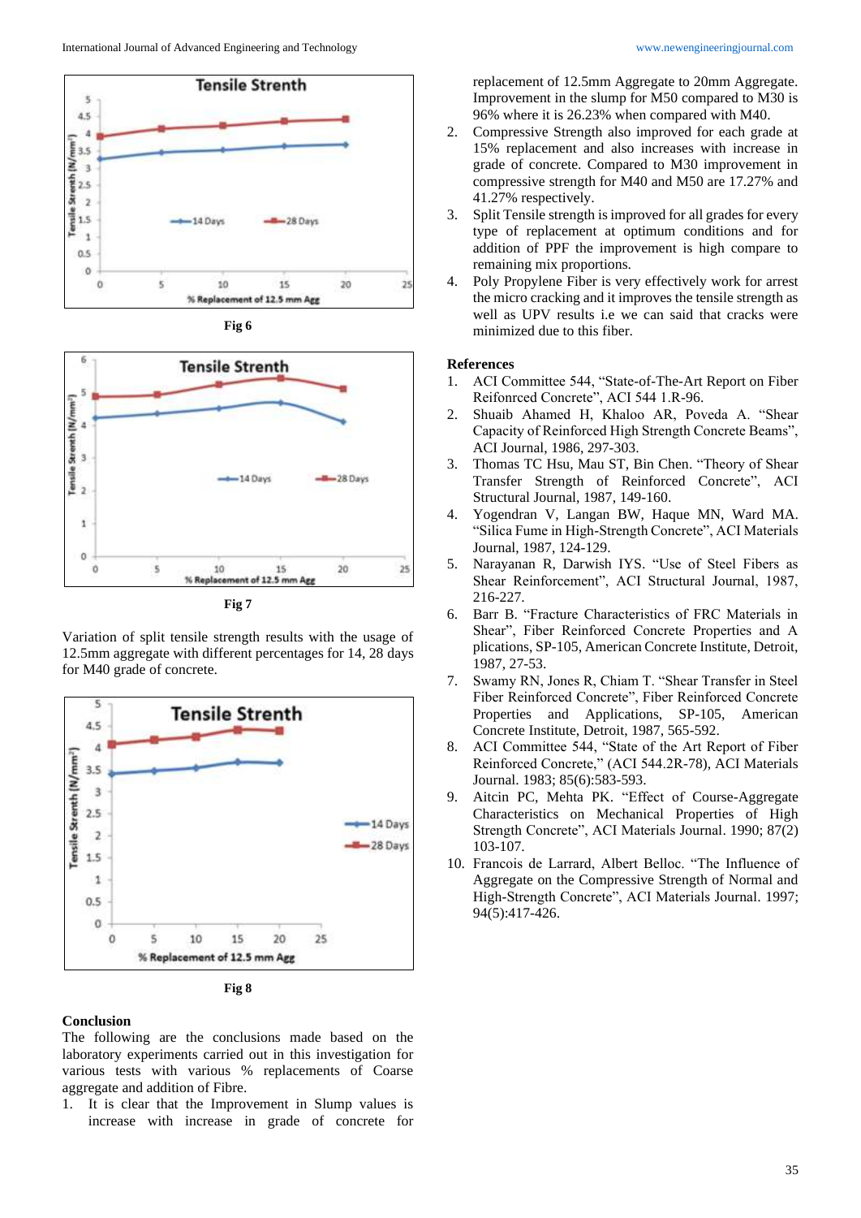Tensile Strenth

Tensile Strength (N/mm²)

5
4.5
4
3.5
3
2.5
2
1.5
1
0.5
0

0 5 10 15 20 25

% Replacement of 12.5 mm Agg

14 Days
28 Days

Fig 6

Tensile Strenth

Tensile Strength (N/mm²)

6
5
4
3
2
1
0

0 5 10 15 20 25

% Replacement of 12.5 mm Agg

14 Days
28 Days

Fig 7

Variation of split tensile strength results with the usage of 12.5mm aggregate with different percentages for 14, 28 days for M40 grade of concrete.

Tensile Strenth

Tensile Strength (N/mm²)

5
4.5
4
3.5
3
2.5
2
1.5
1
0.5
0

0 5 10 15 20 25

% Replacement of 12.5 mm Agg

14 Days
28 Days

Fig 8

## Conclusion

The following are the conclusions made based on the laboratory experiments carried out in this investigation for various tests with various % replacements of Coarse aggregate and addition of Fibre.

1. It is clear that the Improvement in Slump values is increase with increase in grade of concrete for replacement of 12.5mm Aggregate to 20mm Aggregate. Improvement in the slump for M50 compared to M30 is 96% where it is 26.23% when compared with M40.
2. Compressive Strength also improved for each grade at 15% replacement and also increases with increase in grade of concrete. Compared to M30 improvement in compressive strength for M40 and M50 are 17.27% and 41.27% respectively.
3. Split Tensile strength is improved for all grades for every type of replacement at optimum conditions and for addition of PPF the improvement is high compare to remaining mix proportions.
4. Poly Propylene Fiber is very effectively work for arrest the micro cracking and it improves the tensile strength as well as UPV results i.e we can said that cracks were minimized due to this fiber.

## References

1. ACI Committee 544, "State-of-The-Art Report on Fiber Reifonrced Concrete", ACI 544 1.R-96.
2. Shuaib Ahamed H, Khaloo AR, Poveda A. "Shear Capacity of Reinforced High Strength Concrete Beams", ACI Journal, 1986, 297-303.
3. Thomas TC Hsu, Mau ST, Bin Chen. "Theory of Shear Transfer Strength of Reinforced Concrete", ACI Structural Journal, 1987, 149-160.
4. Yogendran V, Langan BW, Haque MN, Ward MA. "Silica Fume in High-Strength Concrete", ACI Materials Journal, 1987, 124-129.
5. Narayanan R, Darwish IYS. "Use of Steel Fibers as Shear Reinforcement", ACI Structural Journal, 1987, 216-227.
6. Barr B. "Fracture Characteristics of FRC Materials in Shear", Fiber Reinforced Concrete Properties and A plications, SP-105, American Concrete Institute, Detroit, 1987, 27-53.
7. Swamy RN, Jones R, Chiam T. "Shear Transfer in Steel Fiber Reinforced Concrete", Fiber Reinforced Concrete Properties and Applications, SP-105, American Concrete Institute, Detroit, 1987, 565-592.
8. ACI Committee 544, "State of the Art Report of Fiber Reinforced Concrete," (ACI 544.2R-78), ACI Materials Journal. 1983; 85(6):583-593.
9. Aitcin PC, Mehta PK. "Effect of Course-Aggregate Characteristics on Mechanical Properties of High Strength Concrete", ACI Materials Journal. 1990; 87(2) 103-107.
10. Francois de Larrard, Albert Belloc. "The Influence of Aggregate on the Compressive Strength of Normal and High-Strength Concrete", ACI Materials Journal. 1997; 94(5):417-426.